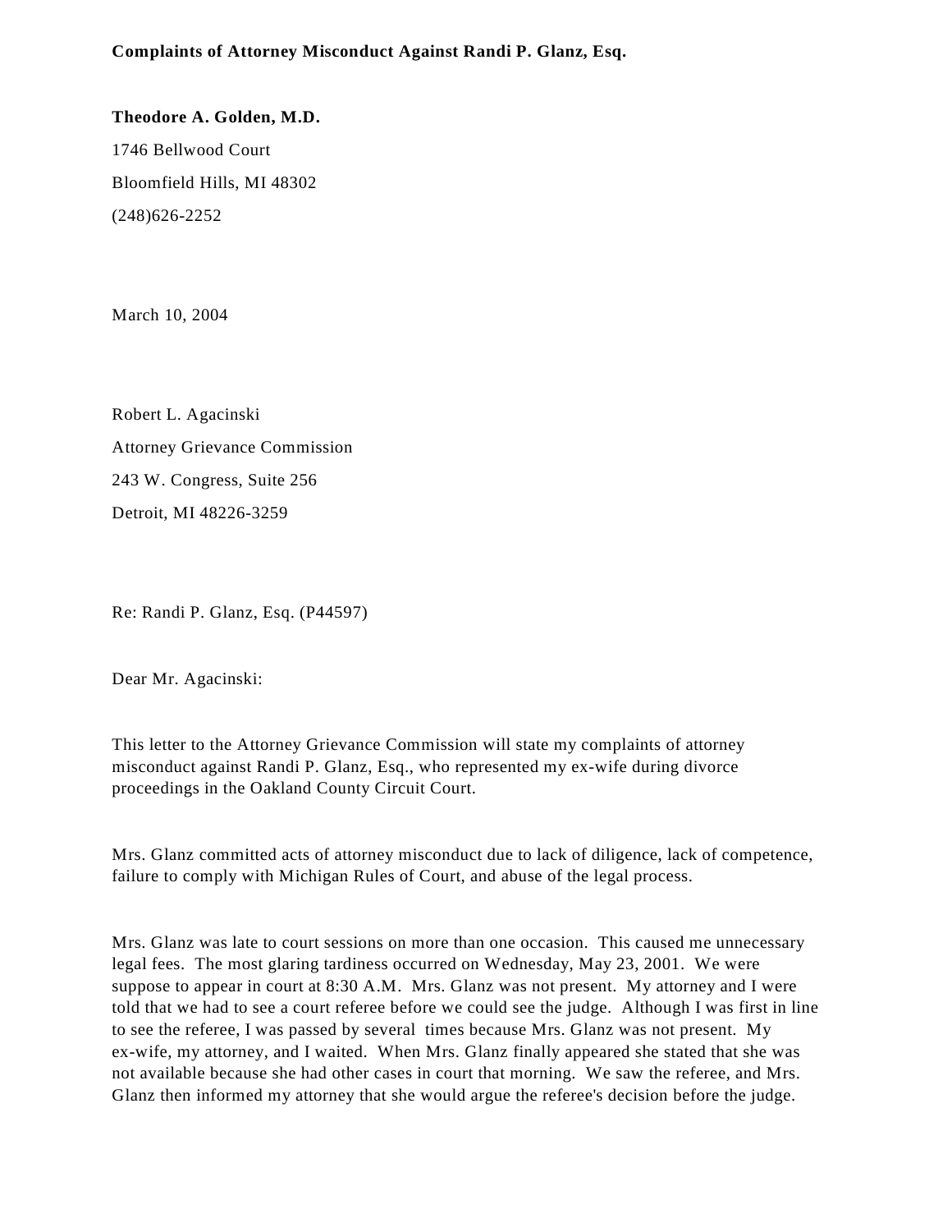**Complaints of Attorney Misconduct Against Randi P. Glanz, Esq.**

**Theodore A. Golden, M.D.**

1746 Bellwood Court

Bloomfield Hills, MI 48302

(248)626-2252

March 10, 2004

Robert L. Agacinski

Attorney Grievance Commission

243 W. Congress, Suite 256

Detroit, MI 48226-3259

Re: Randi P. Glanz, Esq. (P44597)

Dear Mr. Agacinski:

This letter to the Attorney Grievance Commission will state my complaints of attorney misconduct against Randi P. Glanz, Esq., who represented my ex-wife during divorce proceedings in the Oakland County Circuit Court.

Mrs. Glanz committed acts of attorney misconduct due to lack of diligence, lack of competence, failure to comply with Michigan Rules of Court, and abuse of the legal process.

Mrs. Glanz was late to court sessions on more than one occasion. This caused me unnecessary legal fees. The most glaring tardiness occurred on Wednesday, May 23, 2001. We were suppose to appear in court at 8:30 A.M. Mrs. Glanz was not present. My attorney and I were told that we had to see a court referee before we could see the judge. Although I was first in line to see the referee, I was passed by several times because Mrs. Glanz was not present. My ex-wife, my attorney, and I waited. When Mrs. Glanz finally appeared she stated that she was not available because she had other cases in court that morning. We saw the referee, and Mrs. Glanz then informed my attorney that she would argue the referee's decision before the judge.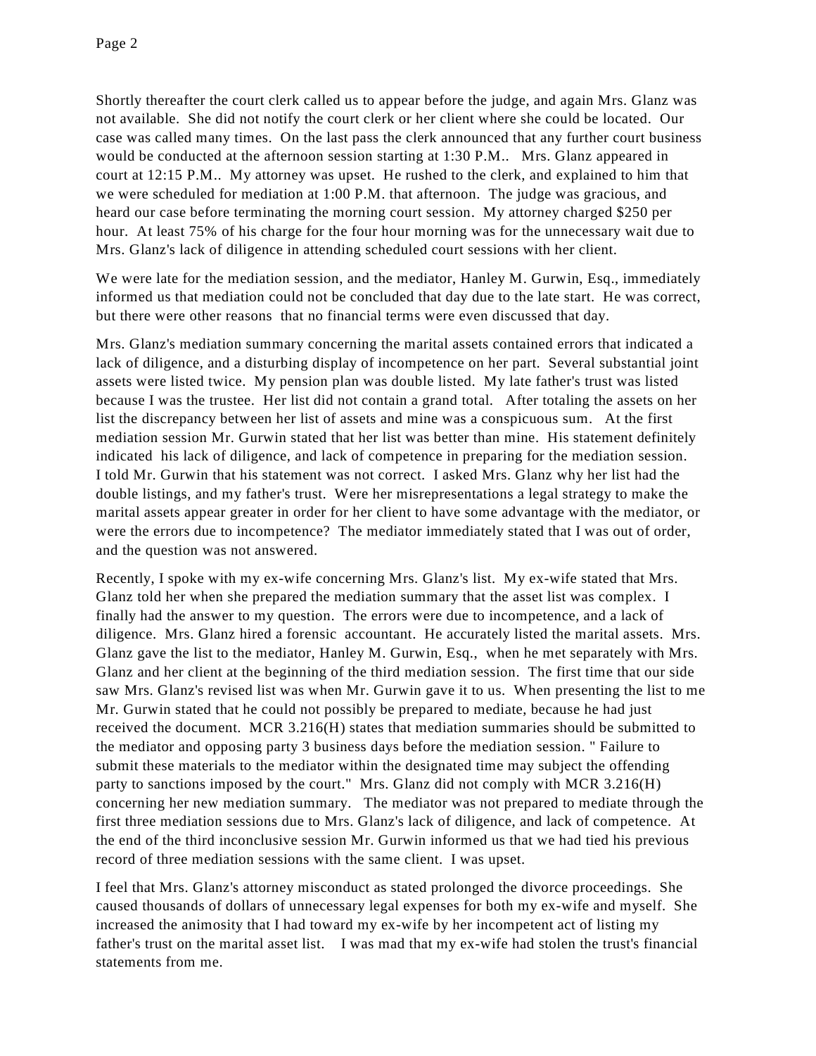Shortly thereafter the court clerk called us to appear before the judge, and again Mrs. Glanz was not available. She did not notify the court clerk or her client where she could be located. Our case was called many times. On the last pass the clerk announced that any further court business would be conducted at the afternoon session starting at 1:30 P.M.. Mrs. Glanz appeared in court at 12:15 P.M.. My attorney was upset. He rushed to the clerk, and explained to him that we were scheduled for mediation at 1:00 P.M. that afternoon. The judge was gracious, and heard our case before terminating the morning court session. My attorney charged $250 per hour. At least 75% of his charge for the four hour morning was for the unnecessary wait due to Mrs. Glanz's lack of diligence in attending scheduled court sessions with her client.

We were late for the mediation session, and the mediator, Hanley M. Gurwin, Esq., immediately informed us that mediation could not be concluded that day due to the late start. He was correct, but there were other reasons that no financial terms were even discussed that day.

Mrs. Glanz's mediation summary concerning the marital assets contained errors that indicated a lack of diligence, and a disturbing display of incompetence on her part. Several substantial joint assets were listed twice. My pension plan was double listed. My late father's trust was listed because I was the trustee. Her list did not contain a grand total. After totaling the assets on her list the discrepancy between her list of assets and mine was a conspicuous sum. At the first mediation session Mr. Gurwin stated that her list was better than mine. His statement definitely indicated his lack of diligence, and lack of competence in preparing for the mediation session. I told Mr. Gurwin that his statement was not correct. I asked Mrs. Glanz why her list had the double listings, and my father's trust. Were her misrepresentations a legal strategy to make the marital assets appear greater in order for her client to have some advantage with the mediator, or were the errors due to incompetence? The mediator immediately stated that I was out of order, and the question was not answered.

Recently, I spoke with my ex-wife concerning Mrs. Glanz's list. My ex-wife stated that Mrs. Glanz told her when she prepared the mediation summary that the asset list was complex. I finally had the answer to my question. The errors were due to incompetence, and a lack of diligence. Mrs. Glanz hired a forensic accountant. He accurately listed the marital assets. Mrs. Glanz gave the list to the mediator, Hanley M. Gurwin, Esq., when he met separately with Mrs. Glanz and her client at the beginning of the third mediation session. The first time that our side saw Mrs. Glanz's revised list was when Mr. Gurwin gave it to us. When presenting the list to me Mr. Gurwin stated that he could not possibly be prepared to mediate, because he had just received the document. MCR 3.216(H) states that mediation summaries should be submitted to the mediator and opposing party 3 business days before the mediation session. " Failure to submit these materials to the mediator within the designated time may subject the offending party to sanctions imposed by the court." Mrs. Glanz did not comply with MCR 3.216(H) concerning her new mediation summary. The mediator was not prepared to mediate through the first three mediation sessions due to Mrs. Glanz's lack of diligence, and lack of competence. At the end of the third inconclusive session Mr. Gurwin informed us that we had tied his previous record of three mediation sessions with the same client. I was upset.

I feel that Mrs. Glanz's attorney misconduct as stated prolonged the divorce proceedings. She caused thousands of dollars of unnecessary legal expenses for both my ex-wife and myself. She increased the animosity that I had toward my ex-wife by her incompetent act of listing my father's trust on the marital asset list. I was mad that my ex-wife had stolen the trust's financial statements from me.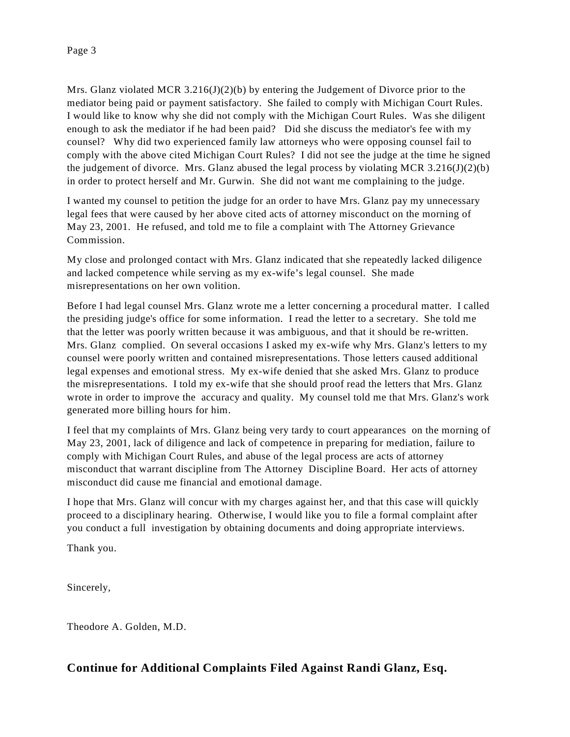Mrs. Glanz violated MCR 3.216(J)(2)(b) by entering the Judgement of Divorce prior to the mediator being paid or payment satisfactory. She failed to comply with Michigan Court Rules. I would like to know why she did not comply with the Michigan Court Rules. Was she diligent enough to ask the mediator if he had been paid? Did she discuss the mediator's fee with my counsel? Why did two experienced family law attorneys who were opposing counsel fail to comply with the above cited Michigan Court Rules? I did not see the judge at the time he signed the judgement of divorce. Mrs. Glanz abused the legal process by violating MCR 3.216(J)(2)(b) in order to protect herself and Mr. Gurwin. She did not want me complaining to the judge.

I wanted my counsel to petition the judge for an order to have Mrs. Glanz pay my unnecessary legal fees that were caused by her above cited acts of attorney misconduct on the morning of May 23, 2001. He refused, and told me to file a complaint with The Attorney Grievance Commission.

My close and prolonged contact with Mrs. Glanz indicated that she repeatedly lacked diligence and lacked competence while serving as my ex-wife's legal counsel. She made misrepresentations on her own volition.

Before I had legal counsel Mrs. Glanz wrote me a letter concerning a procedural matter. I called the presiding judge's office for some information. I read the letter to a secretary. She told me that the letter was poorly written because it was ambiguous, and that it should be re-written. Mrs. Glanz complied. On several occasions I asked my ex-wife why Mrs. Glanz's letters to my counsel were poorly written and contained misrepresentations. Those letters caused additional legal expenses and emotional stress. My ex-wife denied that she asked Mrs. Glanz to produce the misrepresentations. I told my ex-wife that she should proof read the letters that Mrs. Glanz wrote in order to improve the accuracy and quality. My counsel told me that Mrs. Glanz's work generated more billing hours for him.

I feel that my complaints of Mrs. Glanz being very tardy to court appearances on the morning of May 23, 2001, lack of diligence and lack of competence in preparing for mediation, failure to comply with Michigan Court Rules, and abuse of the legal process are acts of attorney misconduct that warrant discipline from The Attorney Discipline Board. Her acts of attorney misconduct did cause me financial and emotional damage.

I hope that Mrs. Glanz will concur with my charges against her, and that this case will quickly proceed to a disciplinary hearing. Otherwise, I would like you to file a formal complaint after you conduct a full investigation by obtaining documents and doing appropriate interviews.

Thank you.

Sincerely,

Theodore A. Golden, M.D.

**Continue for Additional Complaints Filed Against Randi Glanz, Esq.**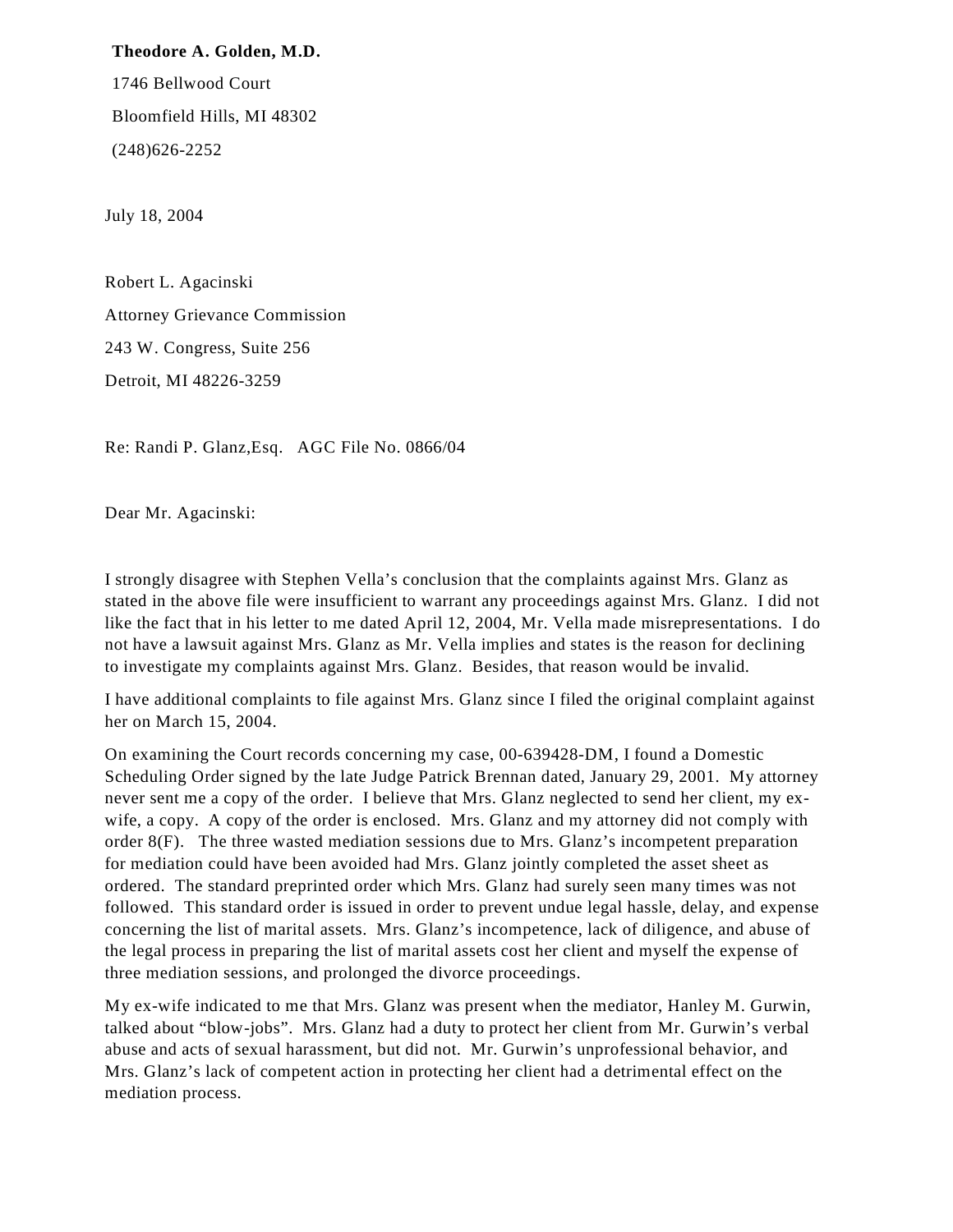**Theodore A. Golden, M.D.**

1746 Bellwood Court

Bloomfield Hills, MI 48302

(248)626-2252

July 18, 2004

Robert L. Agacinski

Attorney Grievance Commission

243 W. Congress, Suite 256

Detroit, MI 48226-3259

Re: Randi P. Glanz,Esq.   AGC File No. 0866/04

Dear Mr. Agacinski:

I strongly disagree with Stephen Vella's conclusion that the complaints against Mrs. Glanz as stated in the above file were insufficient to warrant any proceedings against Mrs. Glanz. I did not like the fact that in his letter to me dated April 12, 2004, Mr. Vella made misrepresentations. I do not have a lawsuit against Mrs. Glanz as Mr. Vella implies and states is the reason for declining to investigate my complaints against Mrs. Glanz. Besides, that reason would be invalid.

I have additional complaints to file against Mrs. Glanz since I filed the original complaint against her on March 15, 2004.

On examining the Court records concerning my case, 00-639428-DM, I found a Domestic Scheduling Order signed by the late Judge Patrick Brennan dated, January 29, 2001. My attorney never sent me a copy of the order. I believe that Mrs. Glanz neglected to send her client, my ex-wife, a copy. A copy of the order is enclosed. Mrs. Glanz and my attorney did not comply with order 8(F). The three wasted mediation sessions due to Mrs. Glanz's incompetent preparation for mediation could have been avoided had Mrs. Glanz jointly completed the asset sheet as ordered. The standard preprinted order which Mrs. Glanz had surely seen many times was not followed. This standard order is issued in order to prevent undue legal hassle, delay, and expense concerning the list of marital assets. Mrs. Glanz's incompetence, lack of diligence, and abuse of the legal process in preparing the list of marital assets cost her client and myself the expense of three mediation sessions, and prolonged the divorce proceedings.

My ex-wife indicated to me that Mrs. Glanz was present when the mediator, Hanley M. Gurwin, talked about "blow-jobs". Mrs. Glanz had a duty to protect her client from Mr. Gurwin's verbal abuse and acts of sexual harassment, but did not. Mr. Gurwin's unprofessional behavior, and Mrs. Glanz's lack of competent action in protecting her client had a detrimental effect on the mediation process.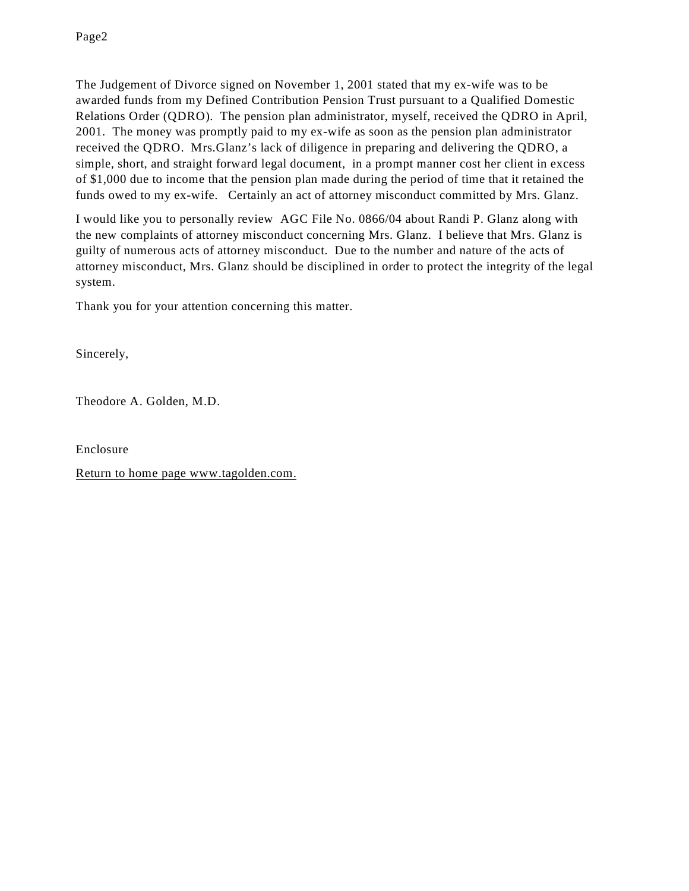The Judgement of Divorce signed on November 1, 2001 stated that my ex-wife was to be awarded funds from my Defined Contribution Pension Trust pursuant to a Qualified Domestic Relations Order (QDRO). The pension plan administrator, myself, received the QDRO in April, 2001. The money was promptly paid to my ex-wife as soon as the pension plan administrator received the QDRO. Mrs.Glanz's lack of diligence in preparing and delivering the QDRO, a simple, short, and straight forward legal document, in a prompt manner cost her client in excess of $1,000 due to income that the pension plan made during the period of time that it retained the funds owed to my ex-wife. Certainly an act of attorney misconduct committed by Mrs. Glanz.

I would like you to personally review AGC File No. 0866/04 about Randi P. Glanz along with the new complaints of attorney misconduct concerning Mrs. Glanz. I believe that Mrs. Glanz is guilty of numerous acts of attorney misconduct. Due to the number and nature of the acts of attorney misconduct, Mrs. Glanz should be disciplined in order to protect the integrity of the legal system.

Thank you for your attention concerning this matter.

Sincerely,

Theodore A. Golden, M.D.

Enclosure

Return to home page www.tagolden.com.